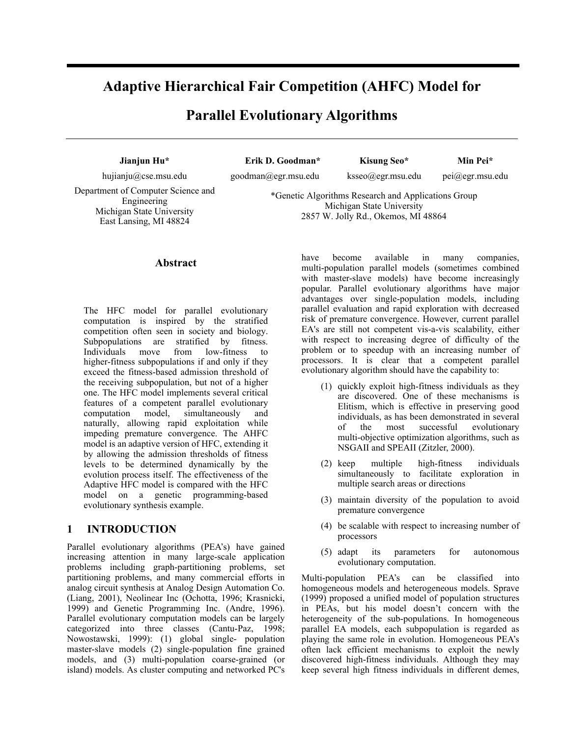# Adaptive Hierarchical Fair Competition (AHFC) Model for Parallel Evolutionary Algorithms

**Jianjun Hu*** — hujianju@cse.msu.edu
Department of Computer Science and Engineering
Michigan State University
East Lansing, MI 48824

**Erik D. Goodman*** — goodman@egr.msu.edu

**Kisung Seo*** — ksseo@egr.msu.edu

**Min Pei*** — pei@egr.msu.edu

*Genetic Algorithms Research and Applications Group
Michigan State University
2857 W. Jolly Rd., Okemos, MI 48864

## Abstract

The HFC model for parallel evolutionary computation is inspired by the stratified competition often seen in society and biology. Subpopulations are stratified by fitness. Individuals move from low-fitness to higher-fitness subpopulations if and only if they exceed the fitness-based admission threshold of the receiving subpopulation, but not of a higher one. The HFC model implements several critical features of a competent parallel evolutionary computation model, simultaneously and naturally, allowing rapid exploitation while impeding premature convergence. The AHFC model is an adaptive version of HFC, extending it by allowing the admission thresholds of fitness levels to be determined dynamically by the evolution process itself. The effectiveness of the Adaptive HFC model is compared with the HFC model on a genetic programming-based evolutionary synthesis example.

## 1 INTRODUCTION

Parallel evolutionary algorithms (PEA's) have gained increasing attention in many large-scale application problems including graph-partitioning problems, set partitioning problems, and many commercial efforts in analog circuit synthesis at Analog Design Automation Co. (Liang, 2001), Neolinear Inc (Ochotta, 1996; Krasnicki, 1999) and Genetic Programming Inc. (Andre, 1996). Parallel evolutionary computation models can be largely categorized into three classes (Cantu-Paz, 1998; Nowostawski, 1999): (1) global single- population master-slave models (2) single-population fine grained models, and (3) multi-population coarse-grained (or island) models. As cluster computing and networked PC's have become available in many companies, multi-population parallel models (sometimes combined with master-slave models) have become increasingly popular. Parallel evolutionary algorithms have major advantages over single-population models, including parallel evaluation and rapid exploration with decreased risk of premature convergence. However, current parallel EA's are still not competent vis-a-vis scalability, either with respect to increasing degree of difficulty of the problem or to speedup with an increasing number of processors. It is clear that a competent parallel evolutionary algorithm should have the capability to:

(1) quickly exploit high-fitness individuals as they are discovered. One of these mechanisms is Elitism, which is effective in preserving good individuals, as has been demonstrated in several of the most successful evolutionary multi-objective optimization algorithms, such as NSGAII and SPEAII (Zitzler, 2000).

(2) keep multiple high-fitness individuals simultaneously to facilitate exploration in multiple search areas or directions

(3) maintain diversity of the population to avoid premature convergence

(4) be scalable with respect to increasing number of processors

(5) adapt its parameters for autonomous evolutionary computation.

Multi-population PEA's can be classified into homogeneous models and heterogeneous models. Sprave (1999) proposed a unified model of population structures in PEAs, but his model doesn't concern with the heterogeneity of the sub-populations. In homogeneous parallel EA models, each subpopulation is regarded as playing the same role in evolution. Homogeneous PEA's often lack efficient mechanisms to exploit the newly discovered high-fitness individuals. Although they may keep several high fitness individuals in different demes,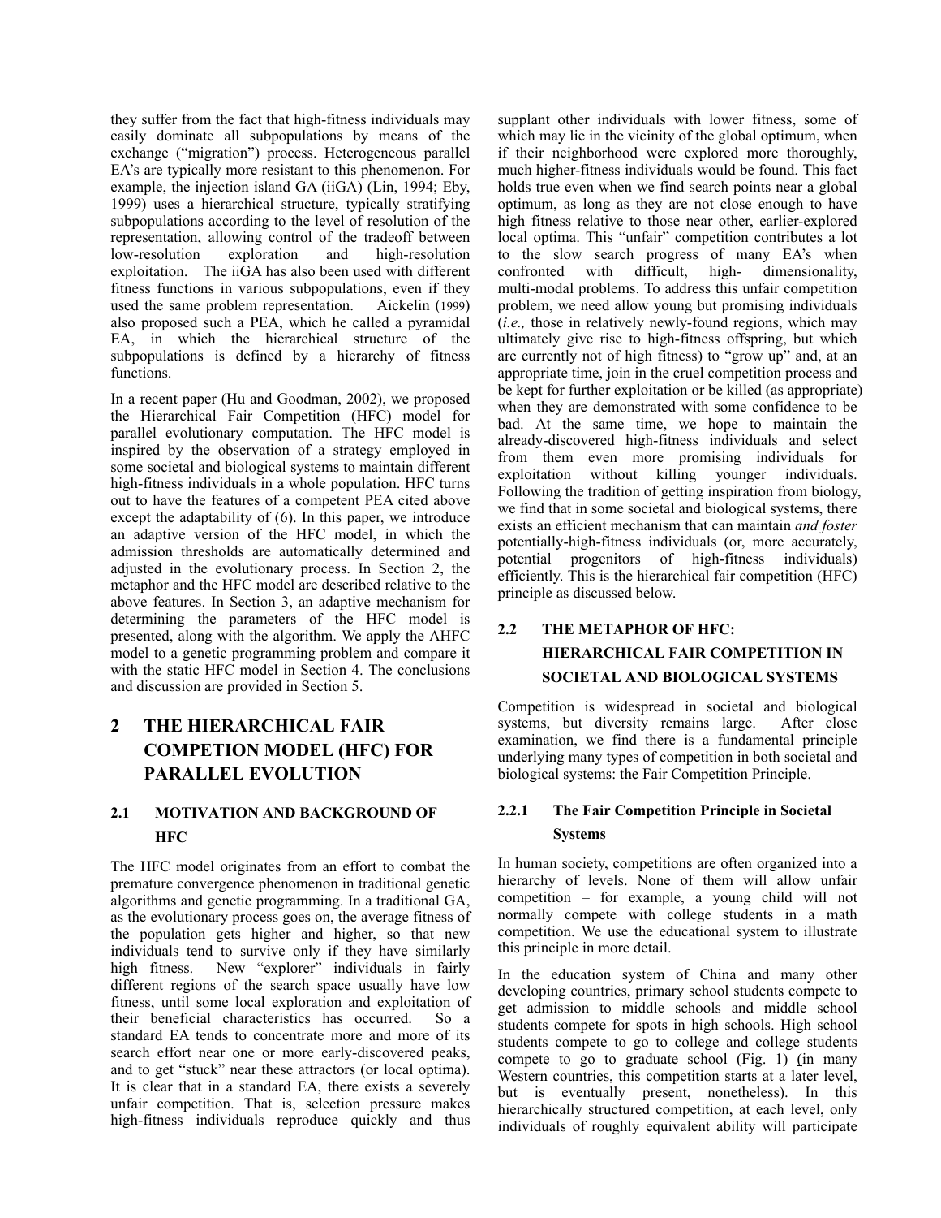they suffer from the fact that high-fitness individuals may easily dominate all subpopulations by means of the exchange ("migration") process. Heterogeneous parallel EA's are typically more resistant to this phenomenon. For example, the injection island GA (iiGA) (Lin, 1994; Eby, 1999) uses a hierarchical structure, typically stratifying subpopulations according to the level of resolution of the representation, allowing control of the tradeoff between low-resolution exploration and high-resolution exploitation. The iiGA has also been used with different fitness functions in various subpopulations, even if they used the same problem representation. Aickelin (1999) also proposed such a PEA, which he called a pyramidal EA, in which the hierarchical structure of the subpopulations is defined by a hierarchy of fitness functions.

In a recent paper (Hu and Goodman, 2002), we proposed the Hierarchical Fair Competition (HFC) model for parallel evolutionary computation. The HFC model is inspired by the observation of a strategy employed in some societal and biological systems to maintain different high-fitness individuals in a whole population. HFC turns out to have the features of a competent PEA cited above except the adaptability of (6). In this paper, we introduce an adaptive version of the HFC model, in which the admission thresholds are automatically determined and adjusted in the evolutionary process. In Section 2, the metaphor and the HFC model are described relative to the above features. In Section 3, an adaptive mechanism for determining the parameters of the HFC model is presented, along with the algorithm. We apply the AHFC model to a genetic programming problem and compare it with the static HFC model in Section 4. The conclusions and discussion are provided in Section 5.

# 2 THE HIERARCHICAL FAIR COMPETION MODEL (HFC) FOR PARALLEL EVOLUTION

## 2.1 MOTIVATION AND BACKGROUND OF HFC

The HFC model originates from an effort to combat the premature convergence phenomenon in traditional genetic algorithms and genetic programming. In a traditional GA, as the evolutionary process goes on, the average fitness of the population gets higher and higher, so that new individuals tend to survive only if they have similarly high fitness. New "explorer" individuals in fairly different regions of the search space usually have low fitness, until some local exploration and exploitation of their beneficial characteristics has occurred. So a standard EA tends to concentrate more and more of its search effort near one or more early-discovered peaks, and to get "stuck" near these attractors (or local optima). It is clear that in a standard EA, there exists a severely unfair competition. That is, selection pressure makes high-fitness individuals reproduce quickly and thus supplant other individuals with lower fitness, some of which may lie in the vicinity of the global optimum, when if their neighborhood were explored more thoroughly, much higher-fitness individuals would be found. This fact holds true even when we find search points near a global optimum, as long as they are not close enough to have high fitness relative to those near other, earlier-explored local optima. This "unfair" competition contributes a lot to the slow search progress of many EA's when confronted with difficult, high- dimensionality, multi-modal problems. To address this unfair competition problem, we need allow young but promising individuals (*i.e.,* those in relatively newly-found regions, which may ultimately give rise to high-fitness offspring, but which are currently not of high fitness) to "grow up" and, at an appropriate time, join in the cruel competition process and be kept for further exploitation or be killed (as appropriate) when they are demonstrated with some confidence to be bad. At the same time, we hope to maintain the already-discovered high-fitness individuals and select from them even more promising individuals for exploitation without killing younger individuals. Following the tradition of getting inspiration from biology, we find that in some societal and biological systems, there exists an efficient mechanism that can maintain *and foster* potentially-high-fitness individuals (or, more accurately, potential progenitors of high-fitness individuals) efficiently. This is the hierarchical fair competition (HFC) principle as discussed below.

## 2.2 THE METAPHOR OF HFC: HIERARCHICAL FAIR COMPETITION IN SOCIETAL AND BIOLOGICAL SYSTEMS

Competition is widespread in societal and biological systems, but diversity remains large. After close examination, we find there is a fundamental principle underlying many types of competition in both societal and biological systems: the Fair Competition Principle.

### 2.2.1 The Fair Competition Principle in Societal Systems

In human society, competitions are often organized into a hierarchy of levels. None of them will allow unfair competition – for example, a young child will not normally compete with college students in a math competition. We use the educational system to illustrate this principle in more detail.

In the education system of China and many other developing countries, primary school students compete to get admission to middle schools and middle school students compete for spots in high schools. High school students compete to go to college and college students compete to go to graduate school (Fig. 1) (in many Western countries, this competition starts at a later level, but is eventually present, nonetheless). In this hierarchically structured competition, at each level, only individuals of roughly equivalent ability will participate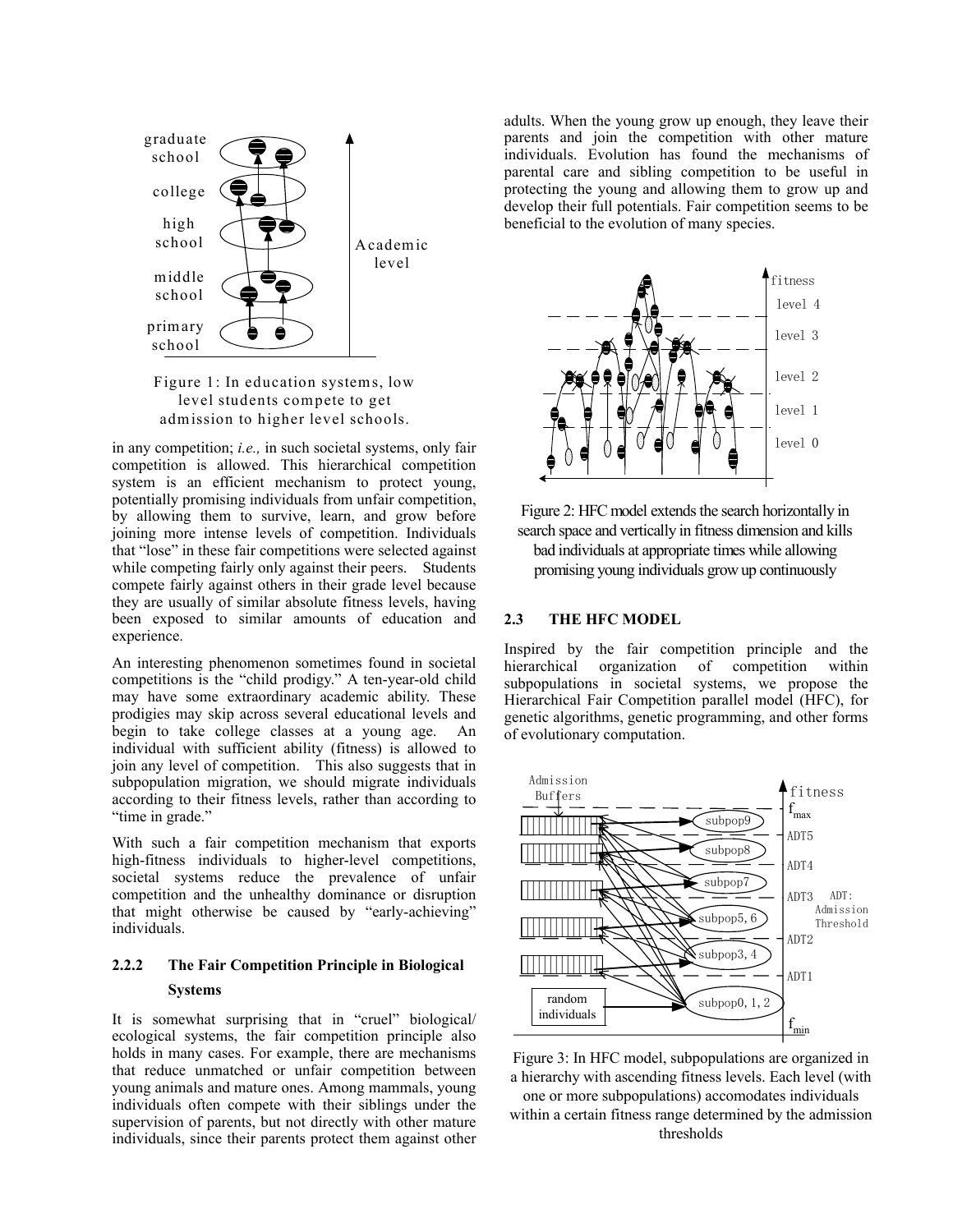Figure 1: In education systems, low level students compete to get admission to higher level schools.

in any competition; *i.e.,* in such societal systems, only fair competition is allowed. This hierarchical competition system is an efficient mechanism to protect young, potentially promising individuals from unfair competition, by allowing them to survive, learn, and grow before joining more intense levels of competition. Individuals that "lose" in these fair competitions were selected against while competing fairly only against their peers. Students compete fairly against others in their grade level because they are usually of similar absolute fitness levels, having been exposed to similar amounts of education and experience.

An interesting phenomenon sometimes found in societal competitions is the "child prodigy." A ten-year-old child may have some extraordinary academic ability. These prodigies may skip across several educational levels and begin to take college classes at a young age. An individual with sufficient ability (fitness) is allowed to join any level of competition. This also suggests that in subpopulation migration, we should migrate individuals according to their fitness levels, rather than according to "time in grade."

With such a fair competition mechanism that exports high-fitness individuals to higher-level competitions, societal systems reduce the prevalence of unfair competition and the unhealthy dominance or disruption that might otherwise be caused by "early-achieving" individuals.

#### 2.2.2 The Fair Competition Principle in Biological Systems

It is somewhat surprising that in "cruel" biological/ecological systems, the fair competition principle also holds in many cases. For example, there are mechanisms that reduce unmatched or unfair competition between young animals and mature ones. Among mammals, young individuals often compete with their siblings under the supervision of parents, but not directly with other mature individuals, since their parents protect them against other adults. When the young grow up enough, they leave their parents and join the competition with other mature individuals. Evolution has found the mechanisms of parental care and sibling competition to be useful in protecting the young and allowing them to grow up and develop their full potentials. Fair competition seems to be beneficial to the evolution of many species.

Figure 2: HFC model extends the search horizontally in search space and vertically in fitness dimension and kills bad individuals at appropriate times while allowing promising young individuals grow up continuously

### 2.3 THE HFC MODEL

Inspired by the fair competition principle and the hierarchical organization of competition within subpopulations in societal systems, we propose the Hierarchical Fair Competition parallel model (HFC), for genetic algorithms, genetic programming, and other forms of evolutionary computation.

Figure 3: In HFC model, subpopulations are organized in a hierarchy with ascending fitness levels. Each level (with one or more subpopulations) accomodates individuals within a certain fitness range determined by the admission thresholds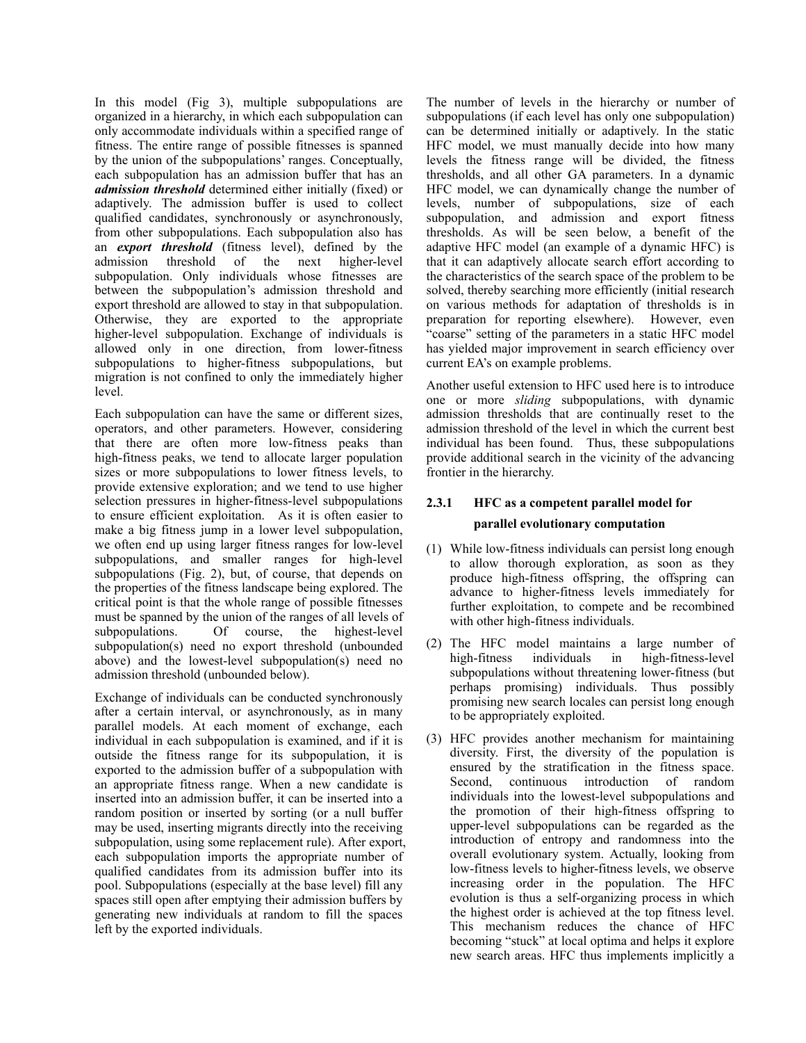In this model (Fig 3), multiple subpopulations are organized in a hierarchy, in which each subpopulation can only accommodate individuals within a specified range of fitness. The entire range of possible fitnesses is spanned by the union of the subpopulations' ranges. Conceptually, each subpopulation has an admission buffer that has an ***admission threshold*** determined either initially (fixed) or adaptively. The admission buffer is used to collect qualified candidates, synchronously or asynchronously, from other subpopulations. Each subpopulation also has an ***export threshold*** (fitness level), defined by the admission threshold of the next higher-level subpopulation. Only individuals whose fitnesses are between the subpopulation's admission threshold and export threshold are allowed to stay in that subpopulation. Otherwise, they are exported to the appropriate higher-level subpopulation. Exchange of individuals is allowed only in one direction, from lower-fitness subpopulations to higher-fitness subpopulations, but migration is not confined to only the immediately higher level.

Each subpopulation can have the same or different sizes, operators, and other parameters. However, considering that there are often more low-fitness peaks than high-fitness peaks, we tend to allocate larger population sizes or more subpopulations to lower fitness levels, to provide extensive exploration; and we tend to use higher selection pressures in higher-fitness-level subpopulations to ensure efficient exploitation. As it is often easier to make a big fitness jump in a lower level subpopulation, we often end up using larger fitness ranges for low-level subpopulations, and smaller ranges for high-level subpopulations (Fig. 2), but, of course, that depends on the properties of the fitness landscape being explored. The critical point is that the whole range of possible fitnesses must be spanned by the union of the ranges of all levels of subpopulations. Of course, the highest-level subpopulation(s) need no export threshold (unbounded above) and the lowest-level subpopulation(s) need no admission threshold (unbounded below).

Exchange of individuals can be conducted synchronously after a certain interval, or asynchronously, as in many parallel models. At each moment of exchange, each individual in each subpopulation is examined, and if it is outside the fitness range for its subpopulation, it is exported to the admission buffer of a subpopulation with an appropriate fitness range. When a new candidate is inserted into an admission buffer, it can be inserted into a random position or inserted by sorting (or a null buffer may be used, inserting migrants directly into the receiving subpopulation, using some replacement rule). After export, each subpopulation imports the appropriate number of qualified candidates from its admission buffer into its pool. Subpopulations (especially at the base level) fill any spaces still open after emptying their admission buffers by generating new individuals at random to fill the spaces left by the exported individuals.

The number of levels in the hierarchy or number of subpopulations (if each level has only one subpopulation) can be determined initially or adaptively. In the static HFC model, we must manually decide into how many levels the fitness range will be divided, the fitness thresholds, and all other GA parameters. In a dynamic HFC model, we can dynamically change the number of levels, number of subpopulations, size of each subpopulation, and admission and export fitness thresholds. As will be seen below, a benefit of the adaptive HFC model (an example of a dynamic HFC) is that it can adaptively allocate search effort according to the characteristics of the search space of the problem to be solved, thereby searching more efficiently (initial research on various methods for adaptation of thresholds is in preparation for reporting elsewhere). However, even "coarse" setting of the parameters in a static HFC model has yielded major improvement in search efficiency over current EA's on example problems.

Another useful extension to HFC used here is to introduce one or more *sliding* subpopulations, with dynamic admission thresholds that are continually reset to the admission threshold of the level in which the current best individual has been found. Thus, these subpopulations provide additional search in the vicinity of the advancing frontier in the hierarchy.

#### 2.3.1 HFC as a competent parallel model for parallel evolutionary computation

(1) While low-fitness individuals can persist long enough to allow thorough exploration, as soon as they produce high-fitness offspring, the offspring can advance to higher-fitness levels immediately for further exploitation, to compete and be recombined with other high-fitness individuals.

(2) The HFC model maintains a large number of high-fitness individuals in high-fitness-level subpopulations without threatening lower-fitness (but perhaps promising) individuals. Thus possibly promising new search locales can persist long enough to be appropriately exploited.

(3) HFC provides another mechanism for maintaining diversity. First, the diversity of the population is ensured by the stratification in the fitness space. Second, continuous introduction of random individuals into the lowest-level subpopulations and the promotion of their high-fitness offspring to upper-level subpopulations can be regarded as the introduction of entropy and randomness into the overall evolutionary system. Actually, looking from low-fitness levels to higher-fitness levels, we observe increasing order in the population. The HFC evolution is thus a self-organizing process in which the highest order is achieved at the top fitness level. This mechanism reduces the chance of HFC becoming "stuck" at local optima and helps it explore new search areas. HFC thus implements implicitly a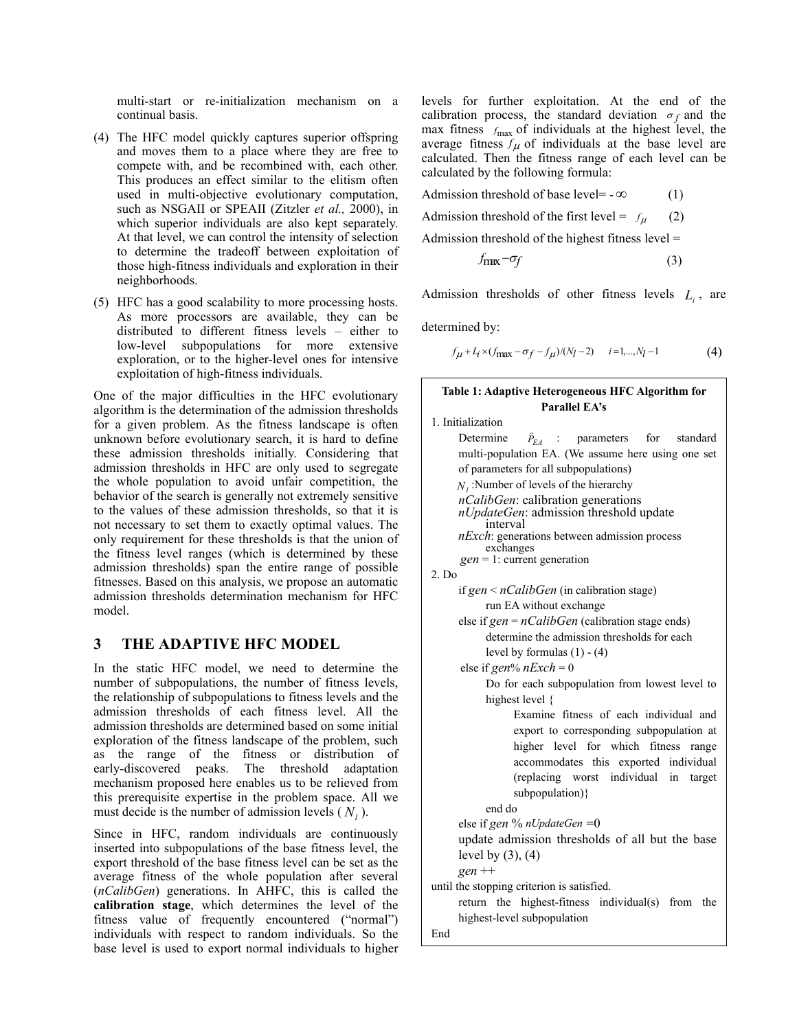multi-start or re-initialization mechanism on a continual basis.

(4) The HFC model quickly captures superior offspring and moves them to a place where they are free to compete with, and be recombined with, each other. This produces an effect similar to the elitism often used in multi-objective evolutionary computation, such as NSGAII or SPEAII (Zitzler *et al.,* 2000), in which superior individuals are also kept separately. At that level, we can control the intensity of selection to determine the tradeoff between exploitation of those high-fitness individuals and exploration in their neighborhoods.

(5) HFC has a good scalability to more processing hosts. As more processors are available, they can be distributed to different fitness levels – either to low-level subpopulations for more extensive exploration, or to the higher-level ones for intensive exploitation of high-fitness individuals.

One of the major difficulties in the HFC evolutionary algorithm is the determination of the admission thresholds for a given problem. As the fitness landscape is often unknown before evolutionary search, it is hard to define these admission thresholds initially. Considering that admission thresholds in HFC are only used to segregate the whole population to avoid unfair competition, the behavior of the search is generally not extremely sensitive to the values of these admission thresholds, so that it is not necessary to set them to exactly optimal values. The only requirement for these thresholds is that the union of the fitness level ranges (which is determined by these admission thresholds) span the entire range of possible fitnesses. Based on this analysis, we propose an automatic admission thresholds determination mechanism for HFC model.

## 3 THE ADAPTIVE HFC MODEL

In the static HFC model, we need to determine the number of subpopulations, the number of fitness levels, the relationship of subpopulations to fitness levels and the admission thresholds of each fitness level. All the admission thresholds are determined based on some initial exploration of the fitness landscape of the problem, such as the range of the fitness or distribution of early-discovered peaks. The threshold adaptation mechanism proposed here enables us to be relieved from this prerequisite expertise in the problem space. All we must decide is the number of admission levels ( $N_l$ ).

Since in HFC, random individuals are continuously inserted into subpopulations of the base fitness level, the export threshold of the base fitness level can be set as the average fitness of the whole population after several (*nCalibGen*) generations. In AHFC, this is called the **calibration stage**, which determines the level of the fitness value of frequently encountered ("normal") individuals with respect to random individuals. So the base level is used to export normal individuals to higher levels for further exploitation. At the end of the calibration process, the standard deviation $\sigma_f$ and the max fitness $f_{\max}$ of individuals at the highest level, the average fitness $f_\mu$ of individuals at the base level are calculated. Then the fitness range of each level can be calculated by the following formula:

Admission threshold of base level= $-\infty$ (1)

Admission threshold of the first level = $f_\mu$ (2)

Admission threshold of the highest fitness level =

$$f_{\max} - \sigma_f \qquad (3)$$

Admission thresholds of other fitness levels $L_i$, are determined by:

$$f_\mu + L_i \times (f_{\max} - \sigma_f - f_\mu)/(N_l - 2) \qquad i = 1, ..., N_l - 1 \qquad (4)$$

**Table 1: Adaptive Heterogeneous HFC Algorithm for Parallel EA's**

```
1. Initialization
      Determine P_EA : parameters for standard
      multi-population EA. (We assume here using one set
      of parameters for all subpopulations)
      N_l :Number of levels of the hierarchy
      nCalibGen: calibration generations
      nUpdateGen: admission threshold update
          interval
      nExch: generations between admission process
          exchanges
      gen = 1: current generation
2. Do
      if gen < nCalibGen (in calibration stage)
            run EA without exchange
      else if gen = nCalibGen (calibration stage ends)
            determine the admission thresholds for each
            level by formulas (1) - (4)
      else if gen% nExch = 0
            Do for each subpopulation from lowest level to
            highest level {
                  Examine fitness of each individual and
                  export to corresponding subpopulation at
                  higher level for which fitness range
                  accommodates this exported individual
                  (replacing worst individual in target
                  subpopulation)}
            end do
      else if gen % nUpdateGen =0
      update admission thresholds of all but the base
      level by (3), (4)
      gen ++
until the stopping criterion is satisfied.
      return the highest-fitness individual(s) from the
      highest-level subpopulation
End
```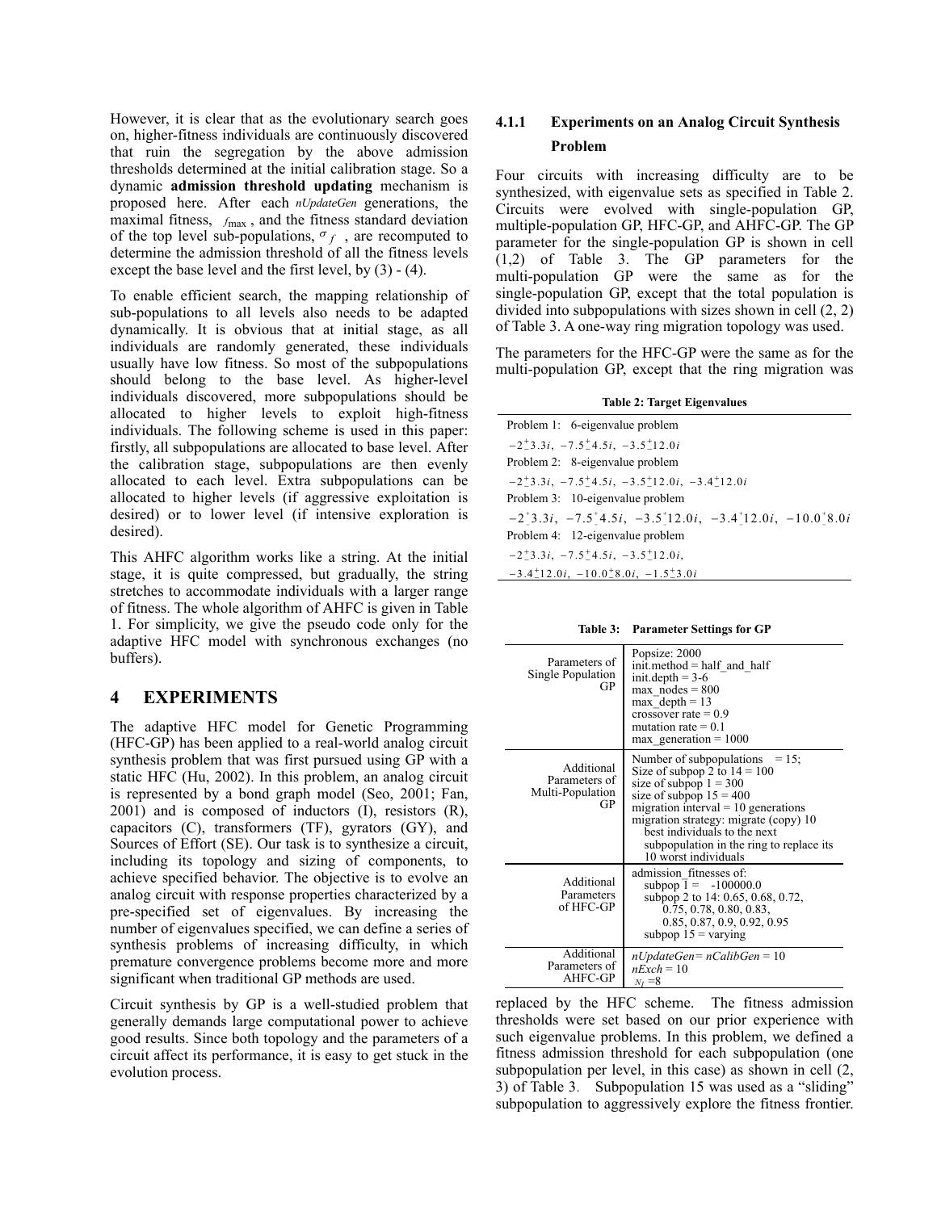However, it is clear that as the evolutionary search goes on, higher-fitness individuals are continuously discovered that ruin the segregation by the above admission thresholds determined at the initial calibration stage. So a dynamic **admission threshold updating** mechanism is proposed here. After each *nUpdateGen* generations, the maximal fitness, $f_{\max}$, and the fitness standard deviation of the top level sub-populations, $\sigma_f$, are recomputed to determine the admission threshold of all the fitness levels except the base level and the first level, by (3) - (4).

To enable efficient search, the mapping relationship of sub-populations to all levels also needs to be adapted dynamically. It is obvious that at initial stage, as all individuals are randomly generated, these individuals usually have low fitness. So most of the subpopulations should belong to the base level. As higher-level individuals discovered, more subpopulations should be allocated to higher levels to exploit high-fitness individuals. The following scheme is used in this paper: firstly, all subpopulations are allocated to base level. After the calibration stage, subpopulations are then evenly allocated to each level. Extra subpopulations can be allocated to higher levels (if aggressive exploitation is desired) or to lower level (if intensive exploration is desired).

This AHFC algorithm works like a string. At the initial stage, it is quite compressed, but gradually, the string stretches to accommodate individuals with a larger range of fitness. The whole algorithm of AHFC is given in Table 1. For simplicity, we give the pseudo code only for the adaptive HFC model with synchronous exchanges (no buffers).

# 4 EXPERIMENTS

The adaptive HFC model for Genetic Programming (HFC-GP) has been applied to a real-world analog circuit synthesis problem that was first pursued using GP with a static HFC (Hu, 2002). In this problem, an analog circuit is represented by a bond graph model (Seo, 2001; Fan, 2001) and is composed of inductors (I), resistors (R), capacitors (C), transformers (TF), gyrators (GY), and Sources of Effort (SE). Our task is to synthesize a circuit, including its topology and sizing of components, to achieve specified behavior. The objective is to evolve an analog circuit with response properties characterized by a pre-specified set of eigenvalues. By increasing the number of eigenvalues specified, we can define a series of synthesis problems of increasing difficulty, in which premature convergence problems become more and more significant when traditional GP methods are used.

Circuit synthesis by GP is a well-studied problem that generally demands large computational power to achieve good results. Since both topology and the parameters of a circuit affect its performance, it is easy to get stuck in the evolution process.

### 4.1.1 Experiments on an Analog Circuit Synthesis Problem

Four circuits with increasing difficulty are to be synthesized, with eigenvalue sets as specified in Table 2. Circuits were evolved with single-population GP, multiple-population GP, HFC-GP, and AHFC-GP. The GP parameter for the single-population GP is shown in cell (1,2) of Table 3. The GP parameters for the multi-population GP were the same as for the single-population GP, except that the total population is divided into subpopulations with sizes shown in cell (2, 2) of Table 3. A one-way ring migration topology was used.

The parameters for the HFC-GP were the same as for the multi-population GP, except that the ring migration was replaced by the HFC scheme. The fitness admission thresholds were set based on our prior experience with such eigenvalue problems. In this problem, we defined a fitness admission threshold for each subpopulation (one subpopulation per level, in this case) as shown in cell (2, 3) of Table 3. Subpopulation 15 was used as a "sliding" subpopulation to aggressively explore the fitness frontier.

**Table 2: Target Eigenvalues**

| |
|---|
| Problem 1: 6-eigenvalue problem |
| $-2\pm3.3i,\ -7.5\pm4.5i,\ -3.5\pm12.0i$ |
| Problem 2: 8-eigenvalue problem |
| $-2\pm3.3i,\ -7.5\pm4.5i,\ -3.5\pm12.0i,\ -3.4\pm12.0i$ |
| Problem 3: 10-eigenvalue problem |
| $-2\pm3.3i,\ -7.5\pm4.5i,\ -3.5\pm12.0i,\ -3.4\pm12.0i,\ -10.0\pm8.0i$ |
| Problem 4: 12-eigenvalue problem |
| $-2\pm3.3i,\ -7.5\pm4.5i,\ -3.5\pm12.0i,$ |
| $-3.4\pm12.0i,\ -10.0\pm8.0i,\ -1.5\pm3.0i$ |

**Table 3: Parameters Settings for GP**

| | |
|---|---|
| Parameters of Single Population GP | Popsize: 2000<br>init.method = half_and_half<br>init.depth = 3-6<br>max_nodes = 800<br>max_depth = 13<br>crossover rate = 0.9<br>mutation rate = 0.1<br>max_generation = 1000 |
| Additional Parameters of Multi-Population GP | Number of subpopulations = 15;<br>Size of subpop 2 to 14 = 100<br>size of subpop 1 = 300<br>size of subpop 15 = 400<br>migration interval = 10 generations<br>migration strategy: migrate (copy) 10 best individuals to the next subpopulation in the ring to replace its 10 worst individuals |
| Additional Parameters of HFC-GP | admission_fitnesses of:<br>subpop 1 = -100000.0<br>subpop 2 to 14: 0.65, 0.68, 0.72, 0.75, 0.78, 0.80, 0.83, 0.85, 0.87, 0.9, 0.92, 0.95<br>subpop 15 = varying |
| Additional Parameters of AHFC-GP | *nUpdateGen*= *nCalibGen* = 10<br>*nExch* = 10<br>$N_l$ =8 |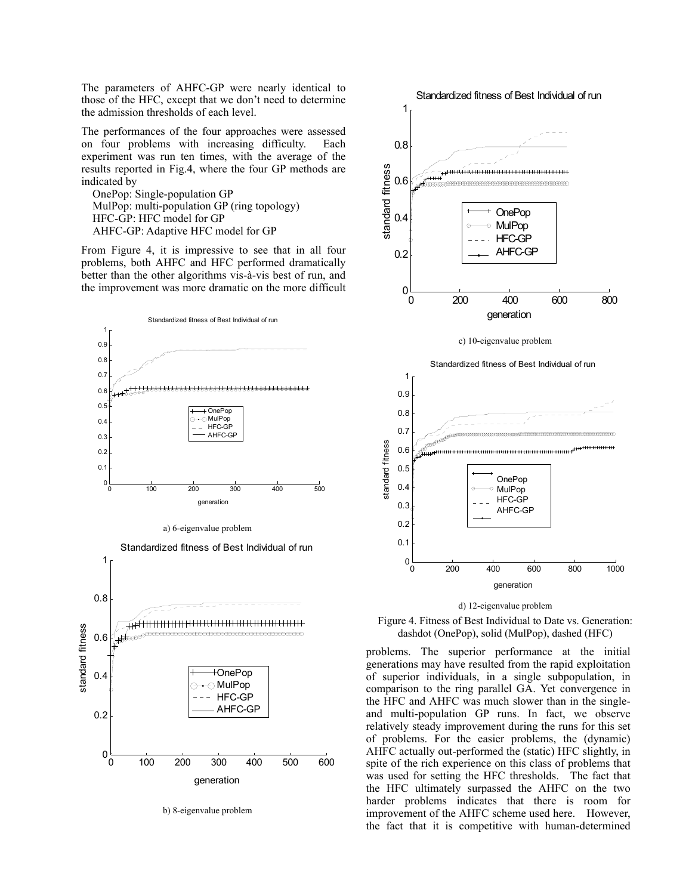The parameters of AHFC-GP were nearly identical to those of the HFC, except that we don't need to determine the admission thresholds of each level.

The performances of the four approaches were assessed on four problems with increasing difficulty. Each experiment was run ten times, with the average of the results reported in Fig.4, where the four GP methods are indicated by

OnePop: Single-population GP
MulPop: multi-population GP (ring topology)
HFC-GP: HFC model for GP
AHFC-GP: Adaptive HFC model for GP

From Figure 4, it is impressive to see that in all four problems, both AHFC and HFC performed dramatically better than the other algorithms vis-à-vis best of run, and the improvement was more dramatic on the more difficult problems. The superior performance at the initial generations may have resulted from the rapid exploitation of superior individuals, in a single subpopulation, in comparison to the ring parallel GA. Yet convergence in the HFC and AHFC was much slower than in the single- and multi-population GP runs. In fact, we observe relatively steady improvement during the runs for this set of problems. For the easier problems, the (dynamic) AHFC actually out-performed the (static) HFC slightly, in spite of the rich experience on this class of problems that was used for setting the HFC thresholds. The fact that the HFC ultimately surpassed the AHFC on the two harder problems indicates that there is room for improvement of the AHFC scheme used here. However, the fact that it is competitive with human-determined

a) 6-eigenvalue problem

b) 8-eigenvalue problem

c) 10-eigenvalue problem

d) 12-eigenvalue problem

Figure 4. Fitness of Best Individual to Date vs. Generation: dashdot (OnePop), solid (MulPop), dashed (HFC)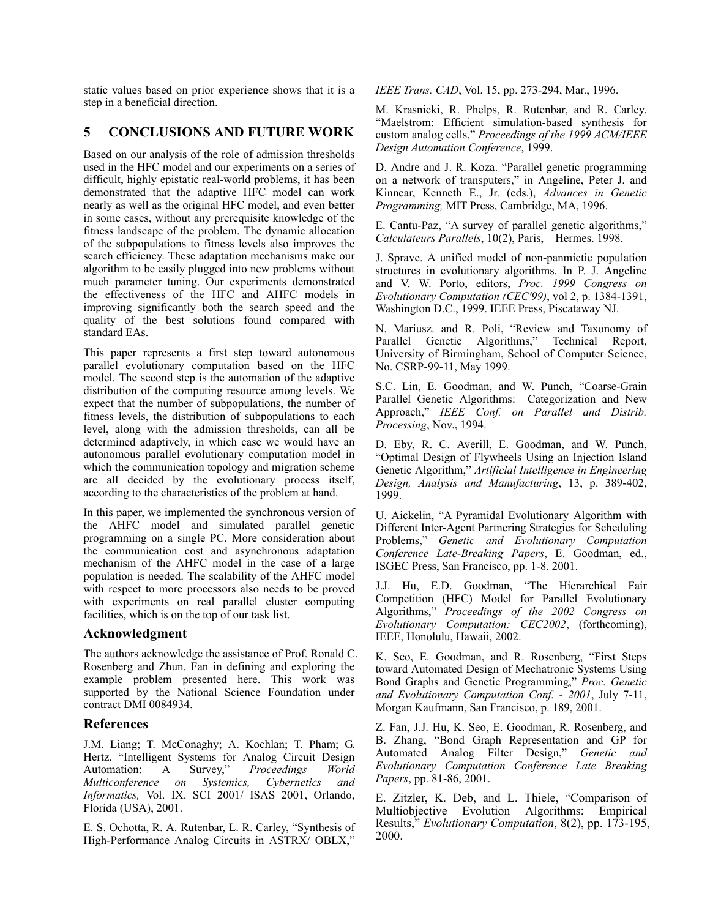static values based on prior experience shows that it is a step in a beneficial direction.

## 5 CONCLUSIONS AND FUTURE WORK

Based on our analysis of the role of admission thresholds used in the HFC model and our experiments on a series of difficult, highly epistatic real-world problems, it has been demonstrated that the adaptive HFC model can work nearly as well as the original HFC model, and even better in some cases, without any prerequisite knowledge of the fitness landscape of the problem. The dynamic allocation of the subpopulations to fitness levels also improves the search efficiency. These adaptation mechanisms make our algorithm to be easily plugged into new problems without much parameter tuning. Our experiments demonstrated the effectiveness of the HFC and AHFC models in improving significantly both the search speed and the quality of the best solutions found compared with standard EAs.

This paper represents a first step toward autonomous parallel evolutionary computation based on the HFC model. The second step is the automation of the adaptive distribution of the computing resource among levels. We expect that the number of subpopulations, the number of fitness levels, the distribution of subpopulations to each level, along with the admission thresholds, can all be determined adaptively, in which case we would have an autonomous parallel evolutionary computation model in which the communication topology and migration scheme are all decided by the evolutionary process itself, according to the characteristics of the problem at hand.

In this paper, we implemented the synchronous version of the AHFC model and simulated parallel genetic programming on a single PC. More consideration about the communication cost and asynchronous adaptation mechanism of the AHFC model in the case of a large population is needed. The scalability of the AHFC model with respect to more processors also needs to be proved with experiments on real parallel cluster computing facilities, which is on the top of our task list.

### Acknowledgment

The authors acknowledge the assistance of Prof. Ronald C. Rosenberg and Zhun. Fan in defining and exploring the example problem presented here. This work was supported by the National Science Foundation under contract DMI 0084934.

### References

J.M. Liang; T. McConaghy; A. Kochlan; T. Pham; G. Hertz. "Intelligent Systems for Analog Circuit Design Automation: A Survey," *Proceedings World Multiconference on Systemics, Cybernetics and Informatics,* Vol. IX. SCI 2001/ ISAS 2001, Orlando, Florida (USA), 2001.

E. S. Ochotta, R. A. Rutenbar, L. R. Carley, "Synthesis of High-Performance Analog Circuits in ASTRX/ OBLX," *IEEE Trans. CAD*, Vol. 15, pp. 273-294, Mar., 1996.

M. Krasnicki, R. Phelps, R. Rutenbar, and R. Carley. "Maelstrom: Efficient simulation-based synthesis for custom analog cells," *Proceedings of the 1999 ACM/IEEE Design Automation Conference*, 1999.

D. Andre and J. R. Koza. "Parallel genetic programming on a network of transputers," in Angeline, Peter J. and Kinnear, Kenneth E., Jr. (eds.), *Advances in Genetic Programming,* MIT Press, Cambridge, MA, 1996.

E. Cantu-Paz, "A survey of parallel genetic algorithms," *Calculateurs Parallels*, 10(2), Paris, Hermes. 1998.

J. Sprave. A unified model of non-panmictic population structures in evolutionary algorithms. In P. J. Angeline and V. W. Porto, editors, *Proc. 1999 Congress on Evolutionary Computation (CEC'99)*, vol 2, p. 1384-1391, Washington D.C., 1999. IEEE Press, Piscataway NJ.

N. Mariusz. and R. Poli, "Review and Taxonomy of Parallel Genetic Algorithms," Technical Report, University of Birmingham, School of Computer Science, No. CSRP-99-11, May 1999.

S.C. Lin, E. Goodman, and W. Punch, "Coarse-Grain Parallel Genetic Algorithms: Categorization and New Approach," *IEEE Conf. on Parallel and Distrib. Processing*, Nov., 1994.

D. Eby, R. C. Averill, E. Goodman, and W. Punch, "Optimal Design of Flywheels Using an Injection Island Genetic Algorithm," *Artificial Intelligence in Engineering Design, Analysis and Manufacturing*, 13, p. 389-402, 1999.

U. Aickelin, "A Pyramidal Evolutionary Algorithm with Different Inter-Agent Partnering Strategies for Scheduling Problems," *Genetic and Evolutionary Computation Conference Late-Breaking Papers*, E. Goodman, ed., ISGEC Press, San Francisco, pp. 1-8. 2001.

J.J. Hu, E.D. Goodman, "The Hierarchical Fair Competition (HFC) Model for Parallel Evolutionary Algorithms," *Proceedings of the 2002 Congress on Evolutionary Computation: CEC2002*, (forthcoming), IEEE, Honolulu, Hawaii, 2002.

K. Seo, E. Goodman, and R. Rosenberg, "First Steps toward Automated Design of Mechatronic Systems Using Bond Graphs and Genetic Programming," *Proc. Genetic and Evolutionary Computation Conf. - 2001*, July 7-11, Morgan Kaufmann, San Francisco, p. 189, 2001.

Z. Fan, J.J. Hu, K. Seo, E. Goodman, R. Rosenberg, and B. Zhang, "Bond Graph Representation and GP for Automated Analog Filter Design," *Genetic and Evolutionary Computation Conference Late Breaking Papers*, pp. 81-86, 2001.

E. Zitzler, K. Deb, and L. Thiele, "Comparison of Multiobjective Evolution Algorithms: Empirical Results," *Evolutionary Computation*, 8(2), pp. 173-195, 2000.